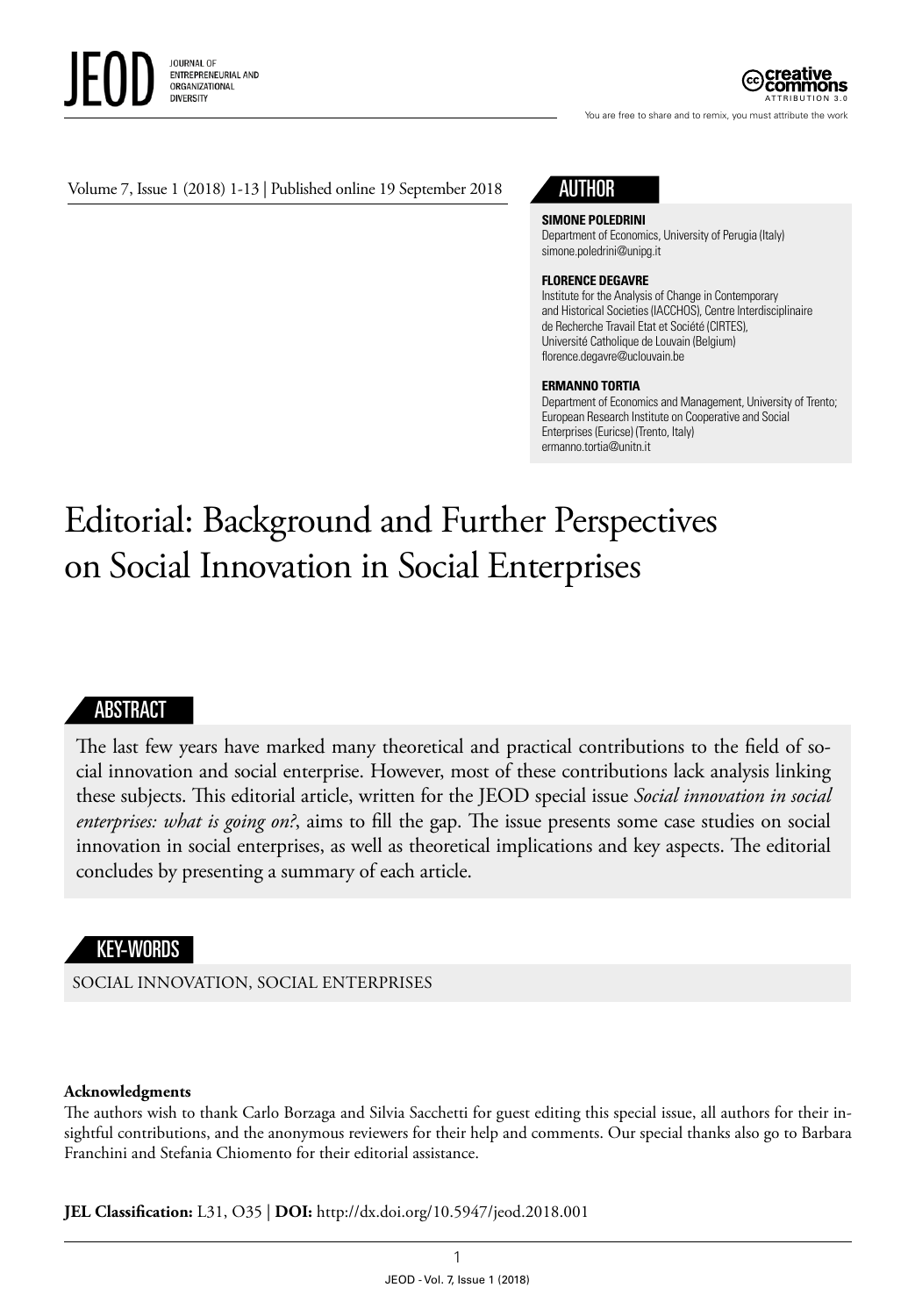# Editorial: Background and Further Perspectives on Social Innovation in Social Enterprises

## AUTHOR

**SIMONE POLEDRINI**
Department of Economics, University of Perugia (Italy)
simone.poledrini@unipg.it

**FLORENCE DEGAVRE**
Institute for the Analysis of Change in Contemporary and Historical Societies (IACCHOS), Centre Interdisciplinaire de Recherche Travail Etat et Société (CIRTES), Université Catholique de Louvain (Belgium)
florence.degavre@uclouvain.be

**ERMANNO TORTIA**
Department of Economics and Management, University of Trento; European Research Institute on Cooperative and Social Enterprises (Euricse) (Trento, Italy)
ermanno.tortia@unitn.it

## ABSTRACT

The last few years have marked many theoretical and practical contributions to the field of social innovation and social enterprise. However, most of these contributions lack analysis linking these subjects. This editorial article, written for the JEOD special issue *Social innovation in social enterprises: what is going on?*, aims to fill the gap. The issue presents some case studies on social innovation in social enterprises, as well as theoretical implications and key aspects. The editorial concludes by presenting a summary of each article.

## KEY-WORDS

SOCIAL INNOVATION, SOCIAL ENTERPRISES

**Acknowledgments**
The authors wish to thank Carlo Borzaga and Silvia Sacchetti for guest editing this special issue, all authors for their insightful contributions, and the anonymous reviewers for their help and comments. Our special thanks also go to Barbara Franchini and Stefania Chiomento for their editorial assistance.

**JEL Classification:** L31, O35 | **DOI:** http://dx.doi.org/10.5947/jeod.2018.001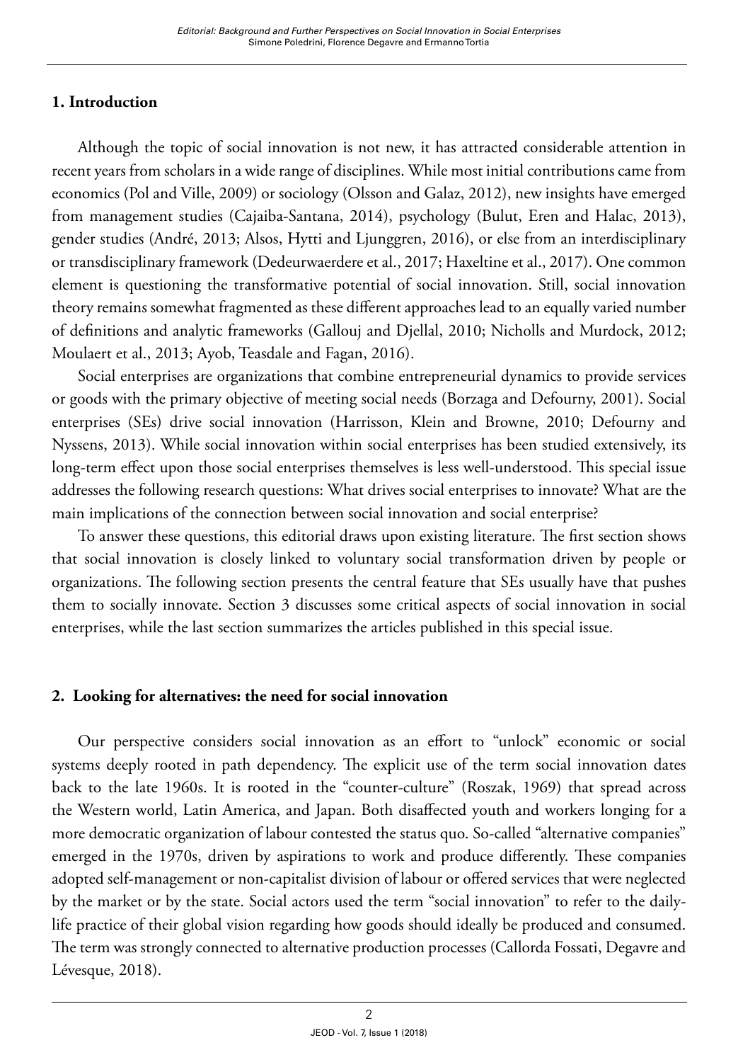## 1. Introduction

Although the topic of social innovation is not new, it has attracted considerable attention in recent years from scholars in a wide range of disciplines. While most initial contributions came from economics (Pol and Ville, 2009) or sociology (Olsson and Galaz, 2012), new insights have emerged from management studies (Cajaiba-Santana, 2014), psychology (Bulut, Eren and Halac, 2013), gender studies (André, 2013; Alsos, Hytti and Ljunggren, 2016), or else from an interdisciplinary or transdisciplinary framework (Dedeurwaerdere et al., 2017; Haxeltine et al., 2017). One common element is questioning the transformative potential of social innovation. Still, social innovation theory remains somewhat fragmented as these different approaches lead to an equally varied number of definitions and analytic frameworks (Gallouj and Djellal, 2010; Nicholls and Murdock, 2012; Moulaert et al., 2013; Ayob, Teasdale and Fagan, 2016).

Social enterprises are organizations that combine entrepreneurial dynamics to provide services or goods with the primary objective of meeting social needs (Borzaga and Defourny, 2001). Social enterprises (SEs) drive social innovation (Harrisson, Klein and Browne, 2010; Defourny and Nyssens, 2013). While social innovation within social enterprises has been studied extensively, its long-term effect upon those social enterprises themselves is less well-understood. This special issue addresses the following research questions: What drives social enterprises to innovate? What are the main implications of the connection between social innovation and social enterprise?

To answer these questions, this editorial draws upon existing literature. The first section shows that social innovation is closely linked to voluntary social transformation driven by people or organizations. The following section presents the central feature that SEs usually have that pushes them to socially innovate. Section 3 discusses some critical aspects of social innovation in social enterprises, while the last section summarizes the articles published in this special issue.

## 2. Looking for alternatives: the need for social innovation

Our perspective considers social innovation as an effort to "unlock" economic or social systems deeply rooted in path dependency. The explicit use of the term social innovation dates back to the late 1960s. It is rooted in the "counter-culture" (Roszak, 1969) that spread across the Western world, Latin America, and Japan. Both disaffected youth and workers longing for a more democratic organization of labour contested the status quo. So-called "alternative companies" emerged in the 1970s, driven by aspirations to work and produce differently. These companies adopted self-management or non-capitalist division of labour or offered services that were neglected by the market or by the state. Social actors used the term "social innovation" to refer to the daily-life practice of their global vision regarding how goods should ideally be produced and consumed. The term was strongly connected to alternative production processes (Callorda Fossati, Degavre and Lévesque, 2018).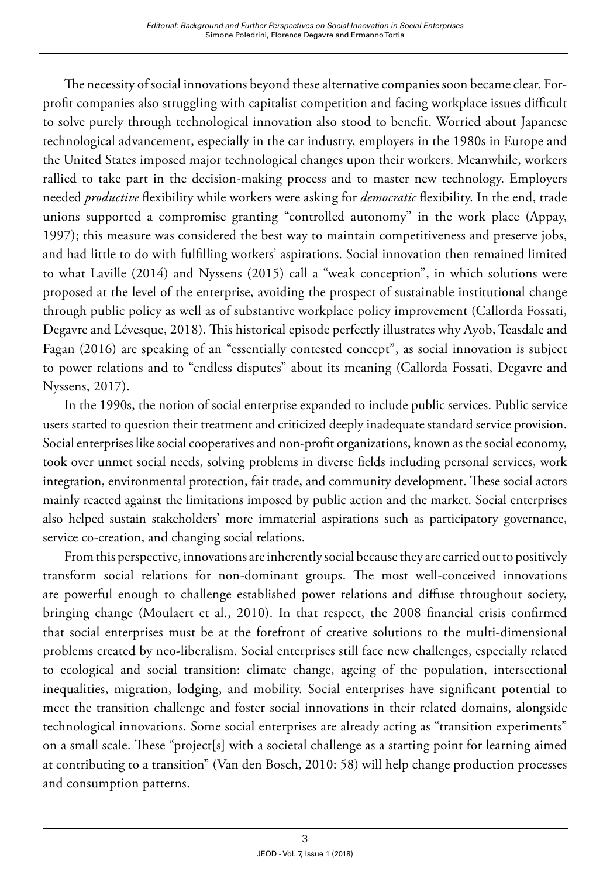The necessity of social innovations beyond these alternative companies soon became clear. For-profit companies also struggling with capitalist competition and facing workplace issues difficult to solve purely through technological innovation also stood to benefit. Worried about Japanese technological advancement, especially in the car industry, employers in the 1980s in Europe and the United States imposed major technological changes upon their workers. Meanwhile, workers rallied to take part in the decision-making process and to master new technology. Employers needed *productive* flexibility while workers were asking for *democratic* flexibility. In the end, trade unions supported a compromise granting "controlled autonomy" in the work place (Appay, 1997); this measure was considered the best way to maintain competitiveness and preserve jobs, and had little to do with fulfilling workers' aspirations. Social innovation then remained limited to what Laville (2014) and Nyssens (2015) call a "weak conception", in which solutions were proposed at the level of the enterprise, avoiding the prospect of sustainable institutional change through public policy as well as of substantive workplace policy improvement (Callorda Fossati, Degavre and Lévesque, 2018). This historical episode perfectly illustrates why Ayob, Teasdale and Fagan (2016) are speaking of an "essentially contested concept", as social innovation is subject to power relations and to "endless disputes" about its meaning (Callorda Fossati, Degavre and Nyssens, 2017).

In the 1990s, the notion of social enterprise expanded to include public services. Public service users started to question their treatment and criticized deeply inadequate standard service provision. Social enterprises like social cooperatives and non-profit organizations, known as the social economy, took over unmet social needs, solving problems in diverse fields including personal services, work integration, environmental protection, fair trade, and community development. These social actors mainly reacted against the limitations imposed by public action and the market. Social enterprises also helped sustain stakeholders' more immaterial aspirations such as participatory governance, service co-creation, and changing social relations.

From this perspective, innovations are inherently social because they are carried out to positively transform social relations for non-dominant groups. The most well-conceived innovations are powerful enough to challenge established power relations and diffuse throughout society, bringing change (Moulaert et al., 2010). In that respect, the 2008 financial crisis confirmed that social enterprises must be at the forefront of creative solutions to the multi-dimensional problems created by neo-liberalism. Social enterprises still face new challenges, especially related to ecological and social transition: climate change, ageing of the population, intersectional inequalities, migration, lodging, and mobility. Social enterprises have significant potential to meet the transition challenge and foster social innovations in their related domains, alongside technological innovations. Some social enterprises are already acting as "transition experiments" on a small scale. These "project[s] with a societal challenge as a starting point for learning aimed at contributing to a transition" (Van den Bosch, 2010: 58) will help change production processes and consumption patterns.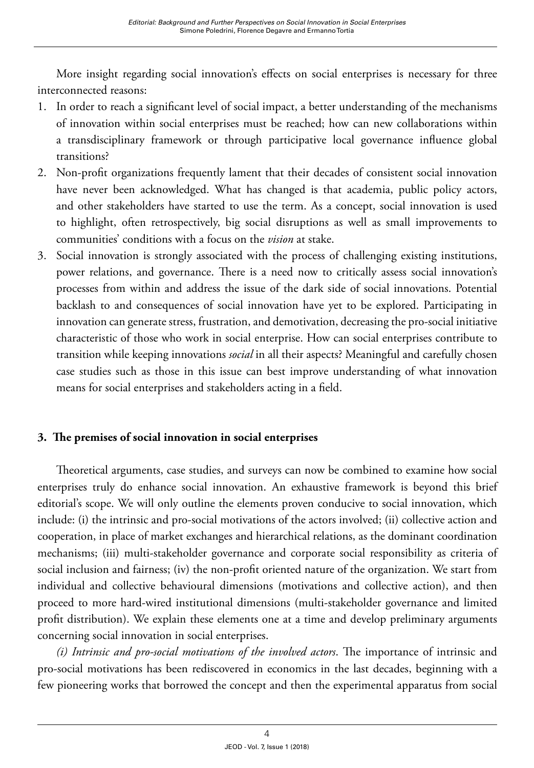More insight regarding social innovation's effects on social enterprises is necessary for three interconnected reasons:

1. In order to reach a significant level of social impact, a better understanding of the mechanisms of innovation within social enterprises must be reached; how can new collaborations within a transdisciplinary framework or through participative local governance influence global transitions?
2. Non-profit organizations frequently lament that their decades of consistent social innovation have never been acknowledged. What has changed is that academia, public policy actors, and other stakeholders have started to use the term. As a concept, social innovation is used to highlight, often retrospectively, big social disruptions as well as small improvements to communities' conditions with a focus on the *vision* at stake.
3. Social innovation is strongly associated with the process of challenging existing institutions, power relations, and governance. There is a need now to critically assess social innovation's processes from within and address the issue of the dark side of social innovations. Potential backlash to and consequences of social innovation have yet to be explored. Participating in innovation can generate stress, frustration, and demotivation, decreasing the pro-social initiative characteristic of those who work in social enterprise. How can social enterprises contribute to transition while keeping innovations *social* in all their aspects? Meaningful and carefully chosen case studies such as those in this issue can best improve understanding of what innovation means for social enterprises and stakeholders acting in a field.

## 3. The premises of social innovation in social enterprises

Theoretical arguments, case studies, and surveys can now be combined to examine how social enterprises truly do enhance social innovation. An exhaustive framework is beyond this brief editorial's scope. We will only outline the elements proven conducive to social innovation, which include: (i) the intrinsic and pro-social motivations of the actors involved; (ii) collective action and cooperation, in place of market exchanges and hierarchical relations, as the dominant coordination mechanisms; (iii) multi-stakeholder governance and corporate social responsibility as criteria of social inclusion and fairness; (iv) the non-profit oriented nature of the organization. We start from individual and collective behavioural dimensions (motivations and collective action), and then proceed to more hard-wired institutional dimensions (multi-stakeholder governance and limited profit distribution). We explain these elements one at a time and develop preliminary arguments concerning social innovation in social enterprises.

*(i) Intrinsic and pro-social motivations of the involved actors*. The importance of intrinsic and pro-social motivations has been rediscovered in economics in the last decades, beginning with a few pioneering works that borrowed the concept and then the experimental apparatus from social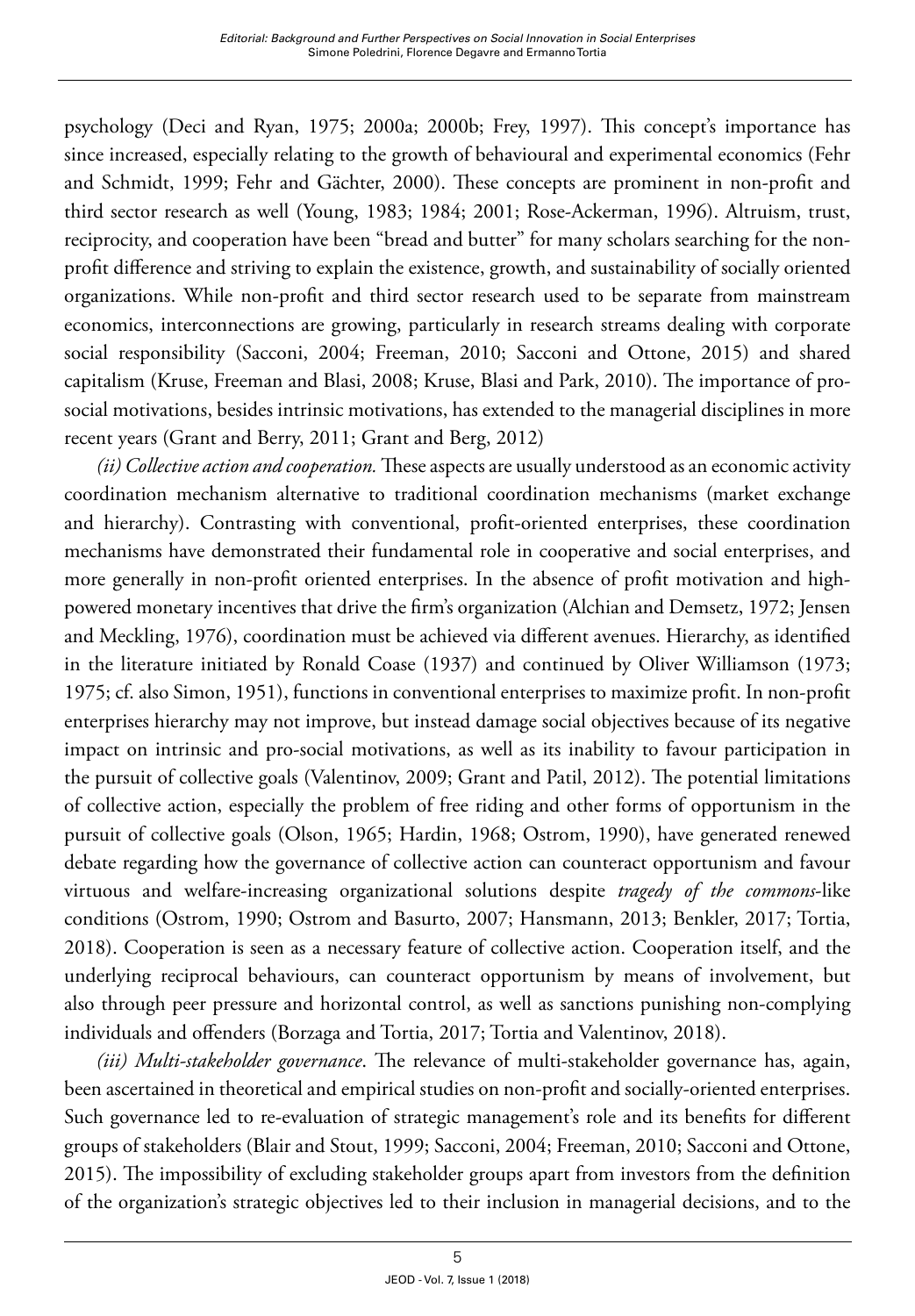psychology (Deci and Ryan, 1975; 2000a; 2000b; Frey, 1997). This concept's importance has since increased, especially relating to the growth of behavioural and experimental economics (Fehr and Schmidt, 1999; Fehr and Gächter, 2000). These concepts are prominent in non-profit and third sector research as well (Young, 1983; 1984; 2001; Rose-Ackerman, 1996). Altruism, trust, reciprocity, and cooperation have been "bread and butter" for many scholars searching for the non-profit difference and striving to explain the existence, growth, and sustainability of socially oriented organizations. While non-profit and third sector research used to be separate from mainstream economics, interconnections are growing, particularly in research streams dealing with corporate social responsibility (Sacconi, 2004; Freeman, 2010; Sacconi and Ottone, 2015) and shared capitalism (Kruse, Freeman and Blasi, 2008; Kruse, Blasi and Park, 2010). The importance of pro-social motivations, besides intrinsic motivations, has extended to the managerial disciplines in more recent years (Grant and Berry, 2011; Grant and Berg, 2012)

*(ii) Collective action and cooperation.* These aspects are usually understood as an economic activity coordination mechanism alternative to traditional coordination mechanisms (market exchange and hierarchy). Contrasting with conventional, profit-oriented enterprises, these coordination mechanisms have demonstrated their fundamental role in cooperative and social enterprises, and more generally in non-profit oriented enterprises. In the absence of profit motivation and high-powered monetary incentives that drive the firm's organization (Alchian and Demsetz, 1972; Jensen and Meckling, 1976), coordination must be achieved via different avenues. Hierarchy, as identified in the literature initiated by Ronald Coase (1937) and continued by Oliver Williamson (1973; 1975; cf. also Simon, 1951), functions in conventional enterprises to maximize profit. In non-profit enterprises hierarchy may not improve, but instead damage social objectives because of its negative impact on intrinsic and pro-social motivations, as well as its inability to favour participation in the pursuit of collective goals (Valentinov, 2009; Grant and Patil, 2012). The potential limitations of collective action, especially the problem of free riding and other forms of opportunism in the pursuit of collective goals (Olson, 1965; Hardin, 1968; Ostrom, 1990), have generated renewed debate regarding how the governance of collective action can counteract opportunism and favour virtuous and welfare-increasing organizational solutions despite *tragedy of the commons*-like conditions (Ostrom, 1990; Ostrom and Basurto, 2007; Hansmann, 2013; Benkler, 2017; Tortia, 2018). Cooperation is seen as a necessary feature of collective action. Cooperation itself, and the underlying reciprocal behaviours, can counteract opportunism by means of involvement, but also through peer pressure and horizontal control, as well as sanctions punishing non-complying individuals and offenders (Borzaga and Tortia, 2017; Tortia and Valentinov, 2018).

*(iii) Multi-stakeholder governance*. The relevance of multi-stakeholder governance has, again, been ascertained in theoretical and empirical studies on non-profit and socially-oriented enterprises. Such governance led to re-evaluation of strategic management's role and its benefits for different groups of stakeholders (Blair and Stout, 1999; Sacconi, 2004; Freeman, 2010; Sacconi and Ottone, 2015). The impossibility of excluding stakeholder groups apart from investors from the definition of the organization's strategic objectives led to their inclusion in managerial decisions, and to the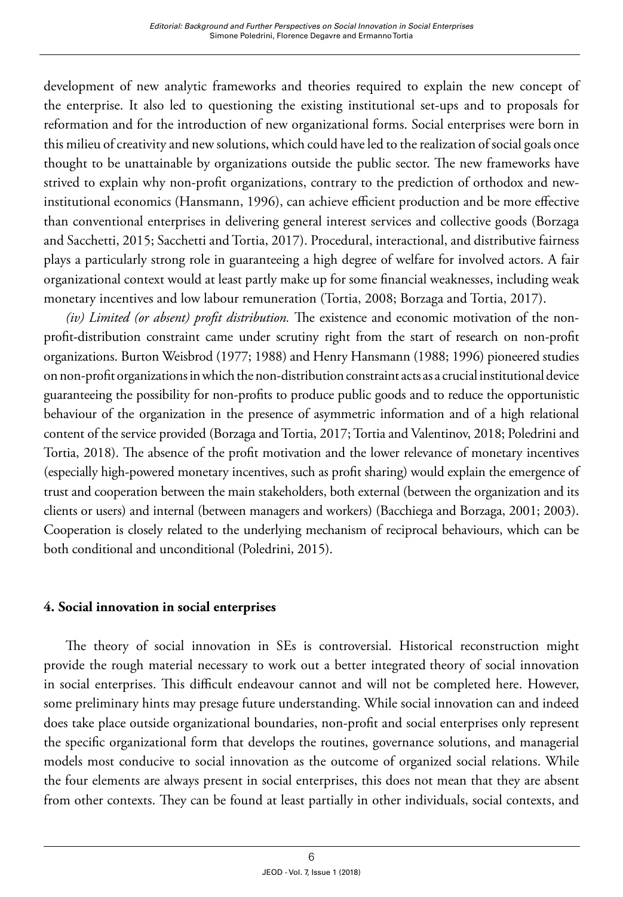development of new analytic frameworks and theories required to explain the new concept of the enterprise. It also led to questioning the existing institutional set-ups and to proposals for reformation and for the introduction of new organizational forms. Social enterprises were born in this milieu of creativity and new solutions, which could have led to the realization of social goals once thought to be unattainable by organizations outside the public sector. The new frameworks have strived to explain why non-profit organizations, contrary to the prediction of orthodox and new-institutional economics (Hansmann, 1996), can achieve efficient production and be more effective than conventional enterprises in delivering general interest services and collective goods (Borzaga and Sacchetti, 2015; Sacchetti and Tortia, 2017). Procedural, interactional, and distributive fairness plays a particularly strong role in guaranteeing a high degree of welfare for involved actors. A fair organizational context would at least partly make up for some financial weaknesses, including weak monetary incentives and low labour remuneration (Tortia, 2008; Borzaga and Tortia, 2017).

*(iv) Limited (or absent) profit distribution.* The existence and economic motivation of the non-profit-distribution constraint came under scrutiny right from the start of research on non-profit organizations. Burton Weisbrod (1977; 1988) and Henry Hansmann (1988; 1996) pioneered studies on non-profit organizations in which the non-distribution constraint acts as a crucial institutional device guaranteeing the possibility for non-profits to produce public goods and to reduce the opportunistic behaviour of the organization in the presence of asymmetric information and of a high relational content of the service provided (Borzaga and Tortia, 2017; Tortia and Valentinov, 2018; Poledrini and Tortia, 2018). The absence of the profit motivation and the lower relevance of monetary incentives (especially high-powered monetary incentives, such as profit sharing) would explain the emergence of trust and cooperation between the main stakeholders, both external (between the organization and its clients or users) and internal (between managers and workers) (Bacchiega and Borzaga, 2001; 2003). Cooperation is closely related to the underlying mechanism of reciprocal behaviours, which can be both conditional and unconditional (Poledrini, 2015).

## 4. Social innovation in social enterprises

The theory of social innovation in SEs is controversial. Historical reconstruction might provide the rough material necessary to work out a better integrated theory of social innovation in social enterprises. This difficult endeavour cannot and will not be completed here. However, some preliminary hints may presage future understanding. While social innovation can and indeed does take place outside organizational boundaries, non-profit and social enterprises only represent the specific organizational form that develops the routines, governance solutions, and managerial models most conducive to social innovation as the outcome of organized social relations. While the four elements are always present in social enterprises, this does not mean that they are absent from other contexts. They can be found at least partially in other individuals, social contexts, and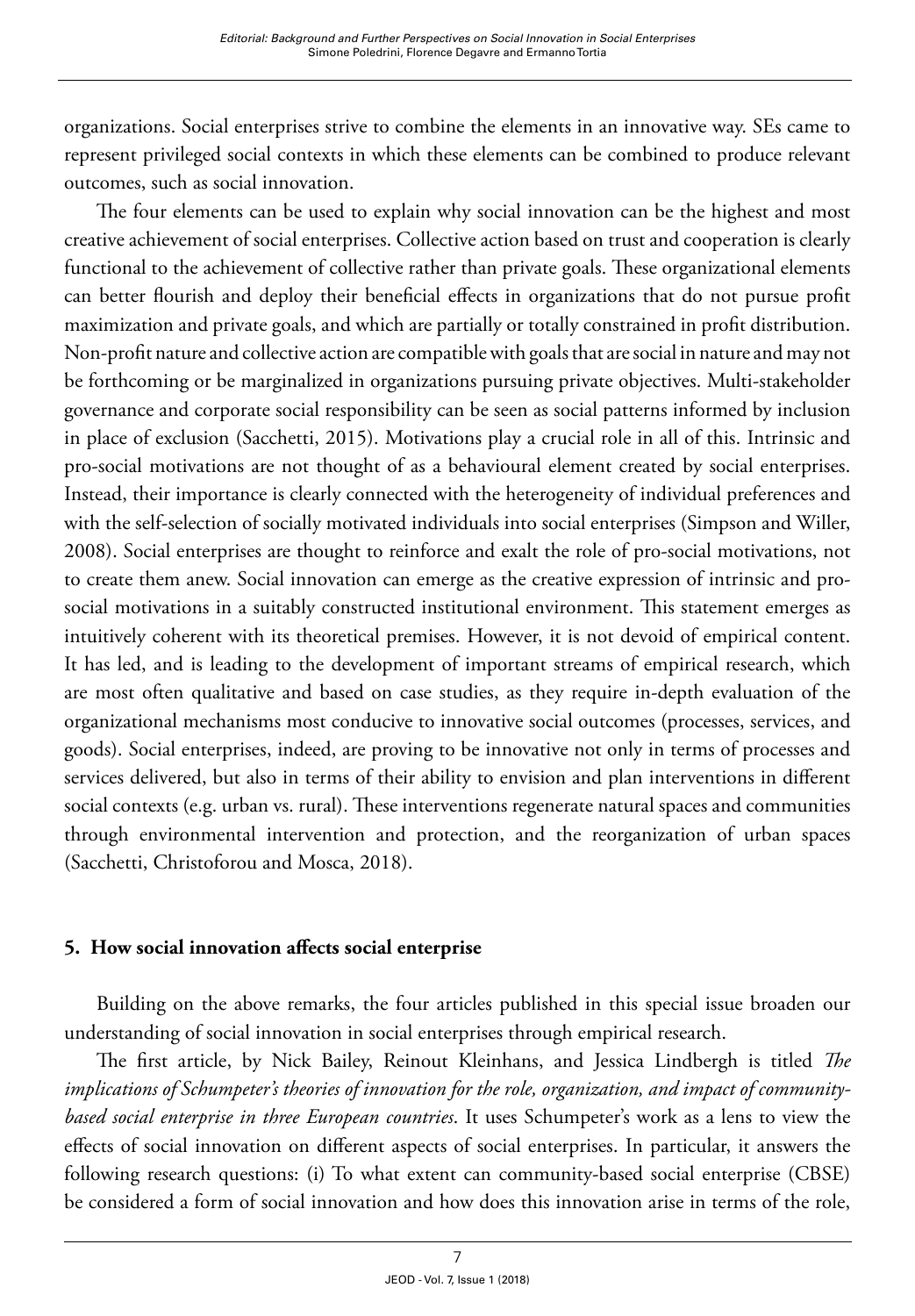organizations. Social enterprises strive to combine the elements in an innovative way. SEs came to represent privileged social contexts in which these elements can be combined to produce relevant outcomes, such as social innovation.

The four elements can be used to explain why social innovation can be the highest and most creative achievement of social enterprises. Collective action based on trust and cooperation is clearly functional to the achievement of collective rather than private goals. These organizational elements can better flourish and deploy their beneficial effects in organizations that do not pursue profit maximization and private goals, and which are partially or totally constrained in profit distribution. Non-profit nature and collective action are compatible with goals that are social in nature and may not be forthcoming or be marginalized in organizations pursuing private objectives. Multi-stakeholder governance and corporate social responsibility can be seen as social patterns informed by inclusion in place of exclusion (Sacchetti, 2015). Motivations play a crucial role in all of this. Intrinsic and pro-social motivations are not thought of as a behavioural element created by social enterprises. Instead, their importance is clearly connected with the heterogeneity of individual preferences and with the self-selection of socially motivated individuals into social enterprises (Simpson and Willer, 2008). Social enterprises are thought to reinforce and exalt the role of pro-social motivations, not to create them anew. Social innovation can emerge as the creative expression of intrinsic and pro-social motivations in a suitably constructed institutional environment. This statement emerges as intuitively coherent with its theoretical premises. However, it is not devoid of empirical content. It has led, and is leading to the development of important streams of empirical research, which are most often qualitative and based on case studies, as they require in-depth evaluation of the organizational mechanisms most conducive to innovative social outcomes (processes, services, and goods). Social enterprises, indeed, are proving to be innovative not only in terms of processes and services delivered, but also in terms of their ability to envision and plan interventions in different social contexts (e.g. urban vs. rural). These interventions regenerate natural spaces and communities through environmental intervention and protection, and the reorganization of urban spaces (Sacchetti, Christoforou and Mosca, 2018).

## 5. How social innovation affects social enterprise

Building on the above remarks, the four articles published in this special issue broaden our understanding of social innovation in social enterprises through empirical research.

The first article, by Nick Bailey, Reinout Kleinhans, and Jessica Lindbergh is titled *The implications of Schumpeter's theories of innovation for the role, organization, and impact of community-based social enterprise in three European countries*. It uses Schumpeter's work as a lens to view the effects of social innovation on different aspects of social enterprises. In particular, it answers the following research questions: (i) To what extent can community-based social enterprise (CBSE) be considered a form of social innovation and how does this innovation arise in terms of the role,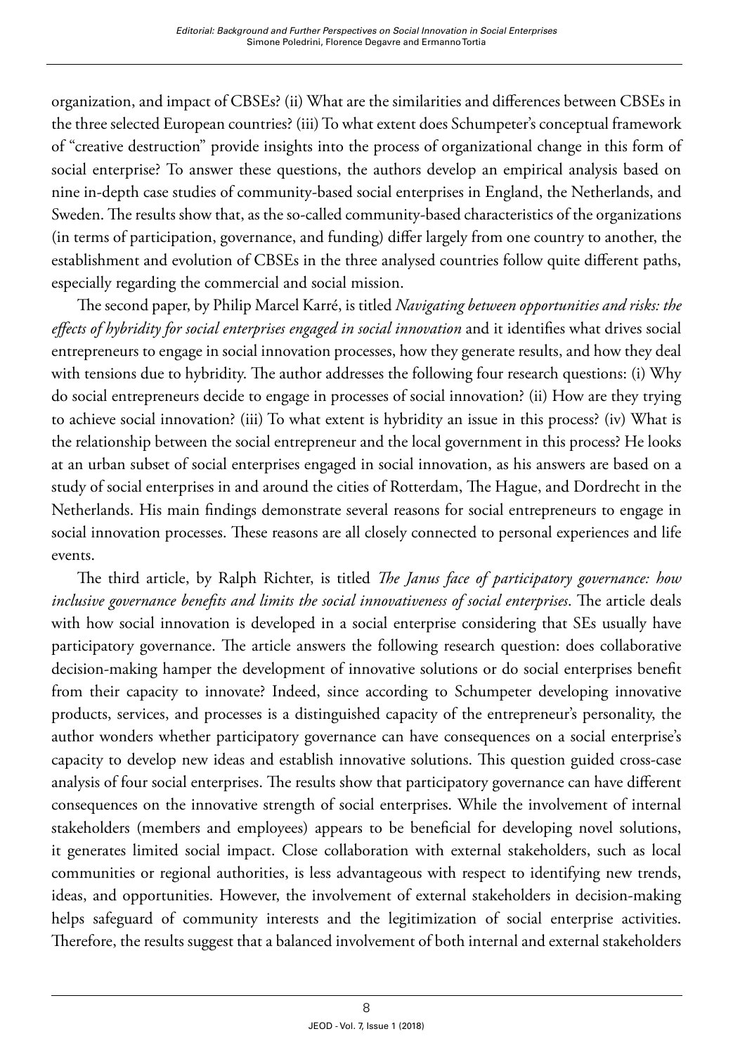organization, and impact of CBSEs? (ii) What are the similarities and differences between CBSEs in the three selected European countries? (iii) To what extent does Schumpeter's conceptual framework of "creative destruction" provide insights into the process of organizational change in this form of social enterprise? To answer these questions, the authors develop an empirical analysis based on nine in-depth case studies of community-based social enterprises in England, the Netherlands, and Sweden. The results show that, as the so-called community-based characteristics of the organizations (in terms of participation, governance, and funding) differ largely from one country to another, the establishment and evolution of CBSEs in the three analysed countries follow quite different paths, especially regarding the commercial and social mission.

The second paper, by Philip Marcel Karré, is titled *Navigating between opportunities and risks: the effects of hybridity for social enterprises engaged in social innovation* and it identifies what drives social entrepreneurs to engage in social innovation processes, how they generate results, and how they deal with tensions due to hybridity. The author addresses the following four research questions: (i) Why do social entrepreneurs decide to engage in processes of social innovation? (ii) How are they trying to achieve social innovation? (iii) To what extent is hybridity an issue in this process? (iv) What is the relationship between the social entrepreneur and the local government in this process? He looks at an urban subset of social enterprises engaged in social innovation, as his answers are based on a study of social enterprises in and around the cities of Rotterdam, The Hague, and Dordrecht in the Netherlands. His main findings demonstrate several reasons for social entrepreneurs to engage in social innovation processes. These reasons are all closely connected to personal experiences and life events.

The third article, by Ralph Richter, is titled *The Janus face of participatory governance: how inclusive governance benefits and limits the social innovativeness of social enterprises*. The article deals with how social innovation is developed in a social enterprise considering that SEs usually have participatory governance. The article answers the following research question: does collaborative decision-making hamper the development of innovative solutions or do social enterprises benefit from their capacity to innovate? Indeed, since according to Schumpeter developing innovative products, services, and processes is a distinguished capacity of the entrepreneur's personality, the author wonders whether participatory governance can have consequences on a social enterprise's capacity to develop new ideas and establish innovative solutions. This question guided cross-case analysis of four social enterprises. The results show that participatory governance can have different consequences on the innovative strength of social enterprises. While the involvement of internal stakeholders (members and employees) appears to be beneficial for developing novel solutions, it generates limited social impact. Close collaboration with external stakeholders, such as local communities or regional authorities, is less advantageous with respect to identifying new trends, ideas, and opportunities. However, the involvement of external stakeholders in decision-making helps safeguard of community interests and the legitimization of social enterprise activities. Therefore, the results suggest that a balanced involvement of both internal and external stakeholders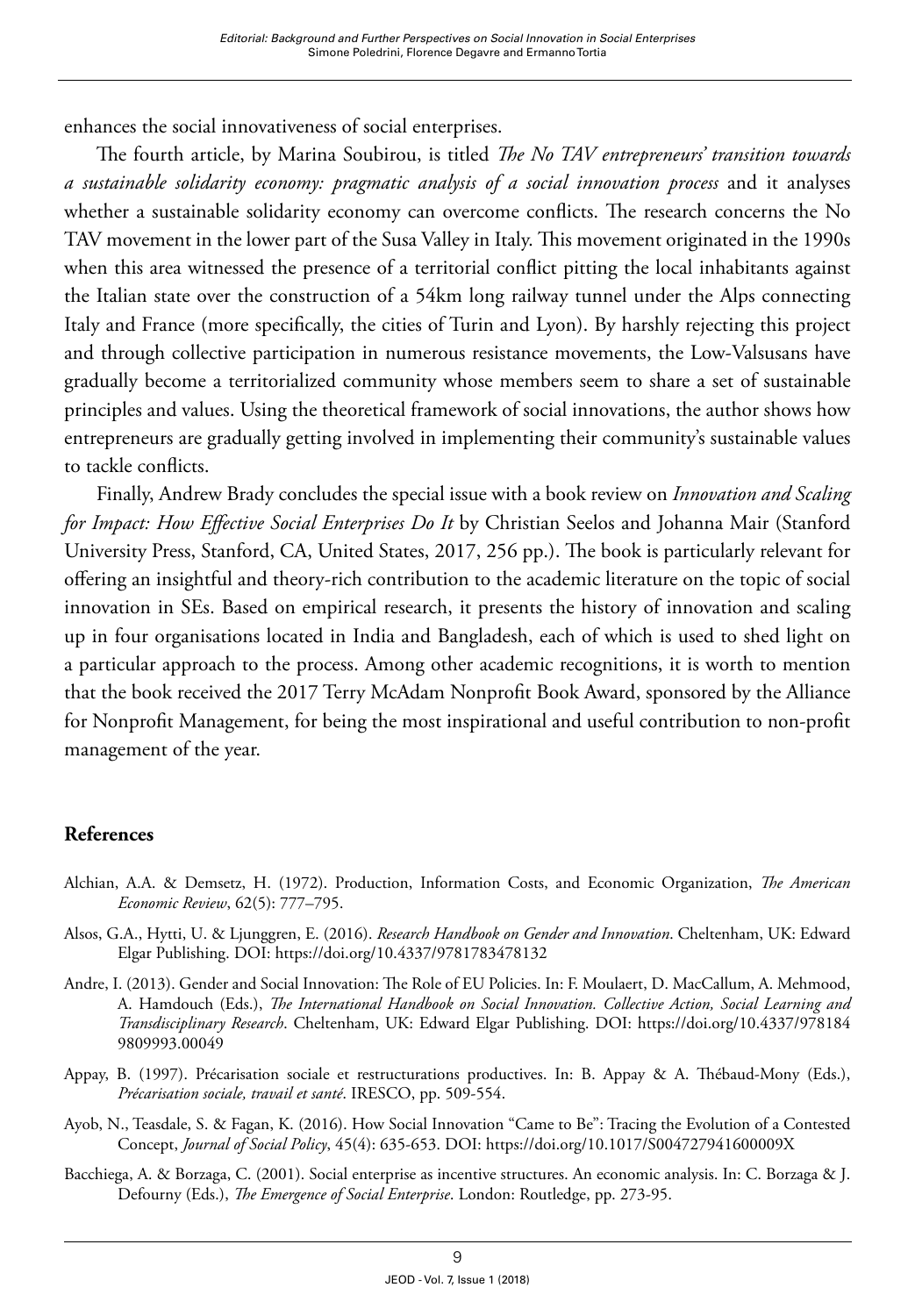enhances the social innovativeness of social enterprises.

The fourth article, by Marina Soubirou, is titled *The No TAV entrepreneurs' transition towards a sustainable solidarity economy: pragmatic analysis of a social innovation process* and it analyses whether a sustainable solidarity economy can overcome conflicts. The research concerns the No TAV movement in the lower part of the Susa Valley in Italy. This movement originated in the 1990s when this area witnessed the presence of a territorial conflict pitting the local inhabitants against the Italian state over the construction of a 54km long railway tunnel under the Alps connecting Italy and France (more specifically, the cities of Turin and Lyon). By harshly rejecting this project and through collective participation in numerous resistance movements, the Low-Valsusans have gradually become a territorialized community whose members seem to share a set of sustainable principles and values. Using the theoretical framework of social innovations, the author shows how entrepreneurs are gradually getting involved in implementing their community's sustainable values to tackle conflicts.

Finally, Andrew Brady concludes the special issue with a book review on *Innovation and Scaling for Impact: How Effective Social Enterprises Do It* by Christian Seelos and Johanna Mair (Stanford University Press, Stanford, CA, United States, 2017, 256 pp.). The book is particularly relevant for offering an insightful and theory-rich contribution to the academic literature on the topic of social innovation in SEs. Based on empirical research, it presents the history of innovation and scaling up in four organisations located in India and Bangladesh, each of which is used to shed light on a particular approach to the process. Among other academic recognitions, it is worth to mention that the book received the 2017 Terry McAdam Nonprofit Book Award, sponsored by the Alliance for Nonprofit Management, for being the most inspirational and useful contribution to non-profit management of the year.

## References

Alchian, A.A. & Demsetz, H. (1972). Production, Information Costs, and Economic Organization, *The American Economic Review*, 62(5): 777–795.

Alsos, G.A., Hytti, U. & Ljunggren, E. (2016). *Research Handbook on Gender and Innovation*. Cheltenham, UK: Edward Elgar Publishing. DOI: https://doi.org/10.4337/9781783478132

Andre, I. (2013). Gender and Social Innovation: The Role of EU Policies. In: F. Moulaert, D. MacCallum, A. Mehmood, A. Hamdouch (Eds.), *The International Handbook on Social Innovation. Collective Action, Social Learning and Transdisciplinary Research*. Cheltenham, UK: Edward Elgar Publishing. DOI: https://doi.org/10.4337/9781849809993.00049

Appay, B. (1997). Précarisation sociale et restructurations productives. In: B. Appay & A. Thébaud-Mony (Eds.), *Précarisation sociale, travail et santé*. IRESCO, pp. 509-554.

Ayob, N., Teasdale, S. & Fagan, K. (2016). How Social Innovation "Came to Be": Tracing the Evolution of a Contested Concept, *Journal of Social Policy*, 45(4): 635-653. DOI: https://doi.org/10.1017/S004727941600009X

Bacchiega, A. & Borzaga, C. (2001). Social enterprise as incentive structures. An economic analysis. In: C. Borzaga & J. Defourny (Eds.), *The Emergence of Social Enterprise*. London: Routledge, pp. 273-95.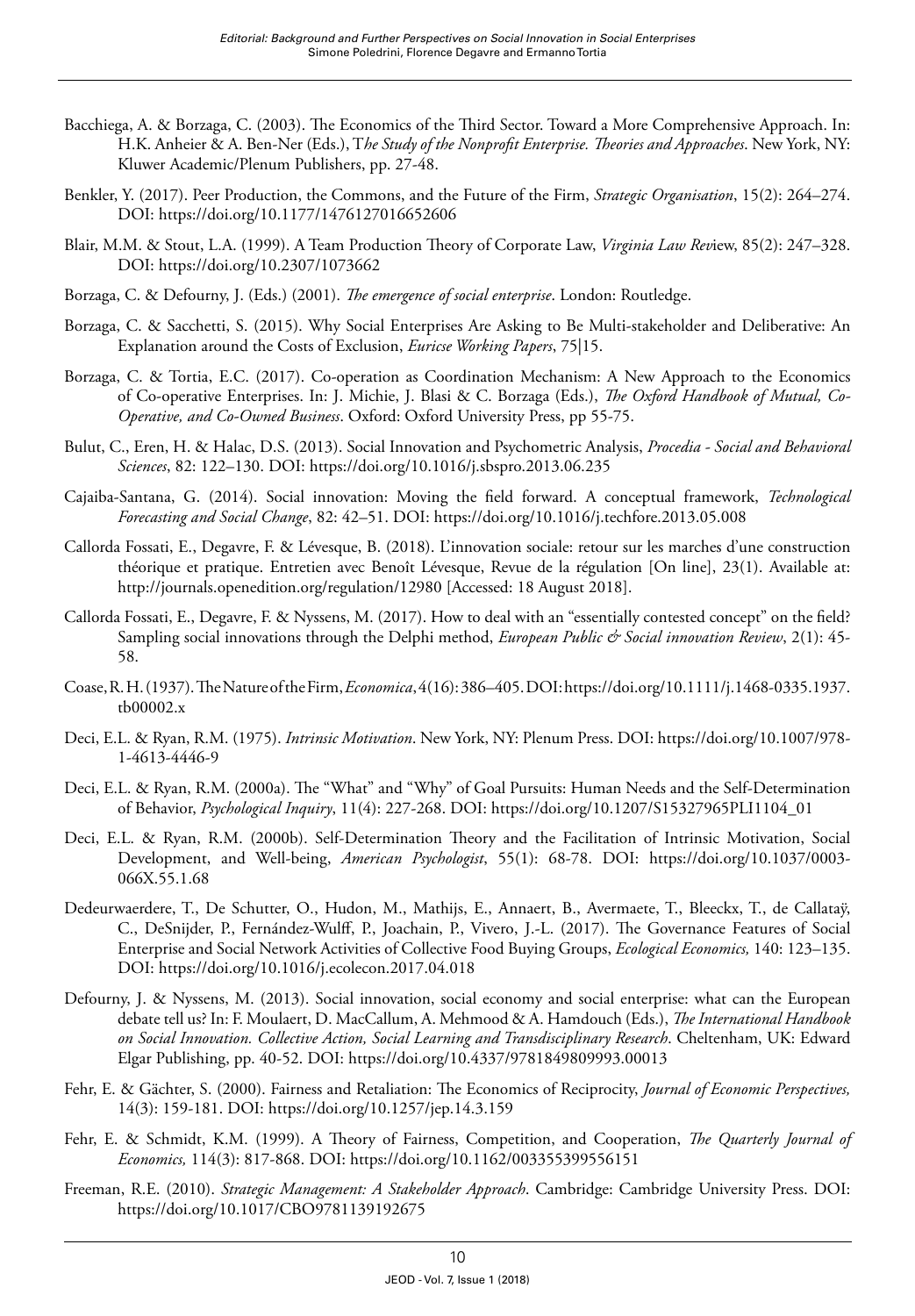Bacchiega, A. & Borzaga, C. (2003). The Economics of the Third Sector. Toward a More Comprehensive Approach. In: H.K. Anheier & A. Ben-Ner (Eds.), T*he Study of the Nonprofit Enterprise. Theories and Approaches*. New York, NY: Kluwer Academic/Plenum Publishers, pp. 27-48.

Benkler, Y. (2017). Peer Production, the Commons, and the Future of the Firm, *Strategic Organisation*, 15(2): 264–274. DOI: https://doi.org/10.1177/1476127016652606

Blair, M.M. & Stout, L.A. (1999). A Team Production Theory of Corporate Law, *Virginia Law Rev*iew, 85(2): 247–328. DOI: https://doi.org/10.2307/1073662

Borzaga, C. & Defourny, J. (Eds.) (2001). *The emergence of social enterprise*. London: Routledge.

Borzaga, C. & Sacchetti, S. (2015). Why Social Enterprises Are Asking to Be Multi-stakeholder and Deliberative: An Explanation around the Costs of Exclusion, *Euricse Working Papers*, 75|15.

Borzaga, C. & Tortia, E.C. (2017). Co-operation as Coordination Mechanism: A New Approach to the Economics of Co-operative Enterprises. In: J. Michie, J. Blasi & C. Borzaga (Eds.), *The Oxford Handbook of Mutual, Co-Operative, and Co-Owned Business*. Oxford: Oxford University Press, pp 55-75.

Bulut, C., Eren, H. & Halac, D.S. (2013). Social Innovation and Psychometric Analysis, *Procedia - Social and Behavioral Sciences*, 82: 122–130. DOI: https://doi.org/10.1016/j.sbspro.2013.06.235

Cajaiba-Santana, G. (2014). Social innovation: Moving the field forward. A conceptual framework, *Technological Forecasting and Social Change*, 82: 42–51. DOI: https://doi.org/10.1016/j.techfore.2013.05.008

Callorda Fossati, E., Degavre, F. & Lévesque, B. (2018). L'innovation sociale: retour sur les marches d'une construction théorique et pratique. Entretien avec Benoît Lévesque, Revue de la régulation [On line], 23(1). Available at: http://journals.openedition.org/regulation/12980 [Accessed: 18 August 2018].

Callorda Fossati, E., Degavre, F. & Nyssens, M. (2017). How to deal with an "essentially contested concept" on the field? Sampling social innovations through the Delphi method, *European Public & Social innovation Review*, 2(1): 45-58.

Coase, R. H. (1937). The Nature of the Firm, *Economica*, 4(16): 386–405. DOI: https://doi.org/10.1111/j.1468-0335.1937.tb00002.x

Deci, E.L. & Ryan, R.M. (1975). *Intrinsic Motivation*. New York, NY: Plenum Press. DOI: https://doi.org/10.1007/978-1-4613-4446-9

Deci, E.L. & Ryan, R.M. (2000a). The "What" and "Why" of Goal Pursuits: Human Needs and the Self-Determination of Behavior, *Psychological Inquiry*, 11(4): 227-268. DOI: https://doi.org/10.1207/S15327965PLI1104_01

Deci, E.L. & Ryan, R.M. (2000b). Self-Determination Theory and the Facilitation of Intrinsic Motivation, Social Development, and Well-being, *American Psychologist*, 55(1): 68-78. DOI: https://doi.org/10.1037/0003-066X.55.1.68

Dedeurwaerdere, T., De Schutter, O., Hudon, M., Mathijs, E., Annaert, B., Avermaete, T., Bleeckx, T., de Callataÿ, C., DeSnijder, P., Fernández-Wulff, P., Joachain, P., Vivero, J.-L. (2017). The Governance Features of Social Enterprise and Social Network Activities of Collective Food Buying Groups, *Ecological Economics,* 140: 123–135. DOI: https://doi.org/10.1016/j.ecolecon.2017.04.018

Defourny, J. & Nyssens, M. (2013). Social innovation, social economy and social enterprise: what can the European debate tell us? In: F. Moulaert, D. MacCallum, A. Mehmood & A. Hamdouch (Eds.), *The International Handbook on Social Innovation. Collective Action, Social Learning and Transdisciplinary Research*. Cheltenham, UK: Edward Elgar Publishing, pp. 40-52. DOI: https://doi.org/10.4337/9781849809993.00013

Fehr, E. & Gächter, S. (2000). Fairness and Retaliation: The Economics of Reciprocity, *Journal of Economic Perspectives,* 14(3): 159-181. DOI: https://doi.org/10.1257/jep.14.3.159

Fehr, E. & Schmidt, K.M. (1999). A Theory of Fairness, Competition, and Cooperation, *The Quarterly Journal of Economics,* 114(3): 817-868. DOI: https://doi.org/10.1162/003355399556151

Freeman, R.E. (2010). *Strategic Management: A Stakeholder Approach*. Cambridge: Cambridge University Press. DOI: https://doi.org/10.1017/CBO9781139192675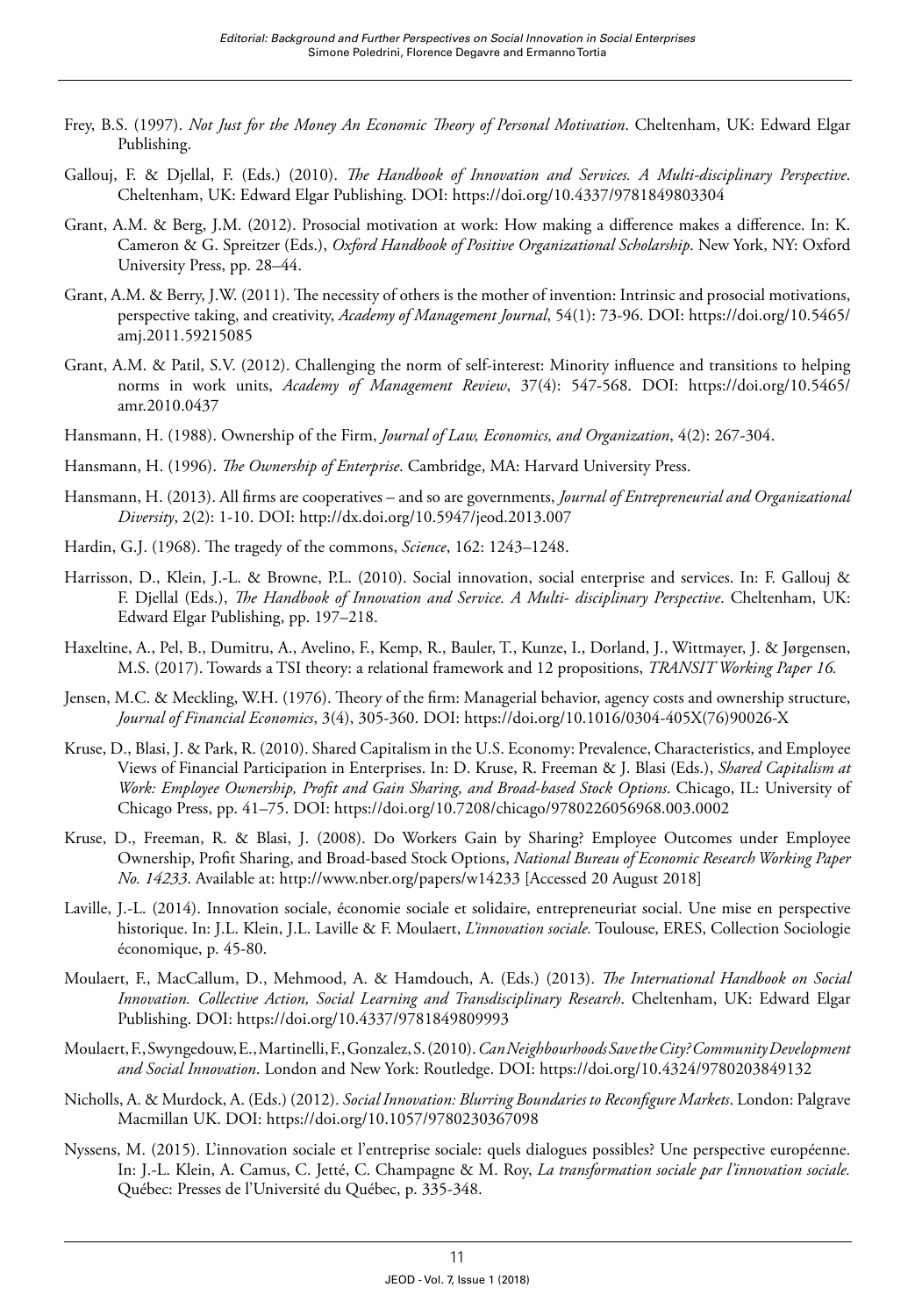Frey, B.S. (1997). *Not Just for the Money An Economic Theory of Personal Motivation*. Cheltenham, UK: Edward Elgar Publishing.

Gallouj, F. & Djellal, F. (Eds.) (2010). *The Handbook of Innovation and Services. A Multi-disciplinary Perspective*. Cheltenham, UK: Edward Elgar Publishing. DOI: https://doi.org/10.4337/9781849803304

Grant, A.M. & Berg, J.M. (2012). Prosocial motivation at work: How making a difference makes a difference. In: K. Cameron & G. Spreitzer (Eds.), *Oxford Handbook of Positive Organizational Scholarship*. New York, NY: Oxford University Press, pp. 28–44.

Grant, A.M. & Berry, J.W. (2011). The necessity of others is the mother of invention: Intrinsic and prosocial motivations, perspective taking, and creativity, *Academy of Management Journal*, 54(1): 73-96. DOI: https://doi.org/10.5465/amj.2011.59215085

Grant, A.M. & Patil, S.V. (2012). Challenging the norm of self-interest: Minority influence and transitions to helping norms in work units, *Academy of Management Review*, 37(4): 547-568. DOI: https://doi.org/10.5465/amr.2010.0437

Hansmann, H. (1988). Ownership of the Firm, *Journal of Law, Economics, and Organization*, 4(2): 267-304.

Hansmann, H. (1996). *The Ownership of Enterprise*. Cambridge, MA: Harvard University Press.

Hansmann, H. (2013). All firms are cooperatives – and so are governments, *Journal of Entrepreneurial and Organizational Diversity*, 2(2): 1-10. DOI: http://dx.doi.org/10.5947/jeod.2013.007

Hardin, G.J. (1968). The tragedy of the commons, *Science*, 162: 1243–1248.

Harrisson, D., Klein, J.-L. & Browne, P.L. (2010). Social innovation, social enterprise and services. In: F. Gallouj & F. Djellal (Eds.), *The Handbook of Innovation and Service. A Multi- disciplinary Perspective*. Cheltenham, UK: Edward Elgar Publishing, pp. 197–218.

Haxeltine, A., Pel, B., Dumitru, A., Avelino, F., Kemp, R., Bauler, T., Kunze, I., Dorland, J., Wittmayer, J. & Jørgensen, M.S. (2017). Towards a TSI theory: a relational framework and 12 propositions, *TRANSIT Working Paper 16.*

Jensen, M.C. & Meckling, W.H. (1976). Theory of the firm: Managerial behavior, agency costs and ownership structure, *Journal of Financial Economics*, 3(4), 305-360. DOI: https://doi.org/10.1016/0304-405X(76)90026-X

Kruse, D., Blasi, J. & Park, R. (2010). Shared Capitalism in the U.S. Economy: Prevalence, Characteristics, and Employee Views of Financial Participation in Enterprises. In: D. Kruse, R. Freeman & J. Blasi (Eds.), *Shared Capitalism at Work: Employee Ownership, Profit and Gain Sharing, and Broad-based Stock Options*. Chicago, IL: University of Chicago Press, pp. 41–75. DOI: https://doi.org/10.7208/chicago/9780226056968.003.0002

Kruse, D., Freeman, R. & Blasi, J. (2008). Do Workers Gain by Sharing? Employee Outcomes under Employee Ownership, Profit Sharing, and Broad-based Stock Options, *National Bureau of Economic Research Working Paper No. 14233*. Available at: http://www.nber.org/papers/w14233 [Accessed 20 August 2018]

Laville, J.-L. (2014). Innovation sociale, économie sociale et solidaire, entrepreneuriat social. Une mise en perspective historique. In: J.L. Klein, J.L. Laville & F. Moulaert, *L'innovation sociale.* Toulouse, ERES, Collection Sociologie économique, p. 45-80.

Moulaert, F., MacCallum, D., Mehmood, A. & Hamdouch, A. (Eds.) (2013). *The International Handbook on Social Innovation. Collective Action, Social Learning and Transdisciplinary Research*. Cheltenham, UK: Edward Elgar Publishing. DOI: https://doi.org/10.4337/9781849809993

Moulaert, F., Swyngedouw, E., Martinelli, F., Gonzalez, S. (2010). *Can Neighbourhoods Save the City? Community Development and Social Innovation*. London and New York: Routledge. DOI: https://doi.org/10.4324/9780203849132

Nicholls, A. & Murdock, A. (Eds.) (2012). *Social Innovation: Blurring Boundaries to Reconfigure Markets*. London: Palgrave Macmillan UK. DOI: https://doi.org/10.1057/9780230367098

Nyssens, M. (2015). L'innovation sociale et l'entreprise sociale: quels dialogues possibles? Une perspective européenne. In: J.-L. Klein, A. Camus, C. Jetté, C. Champagne & M. Roy, *La transformation sociale par l'innovation sociale.* Québec: Presses de l'Université du Québec, p. 335-348.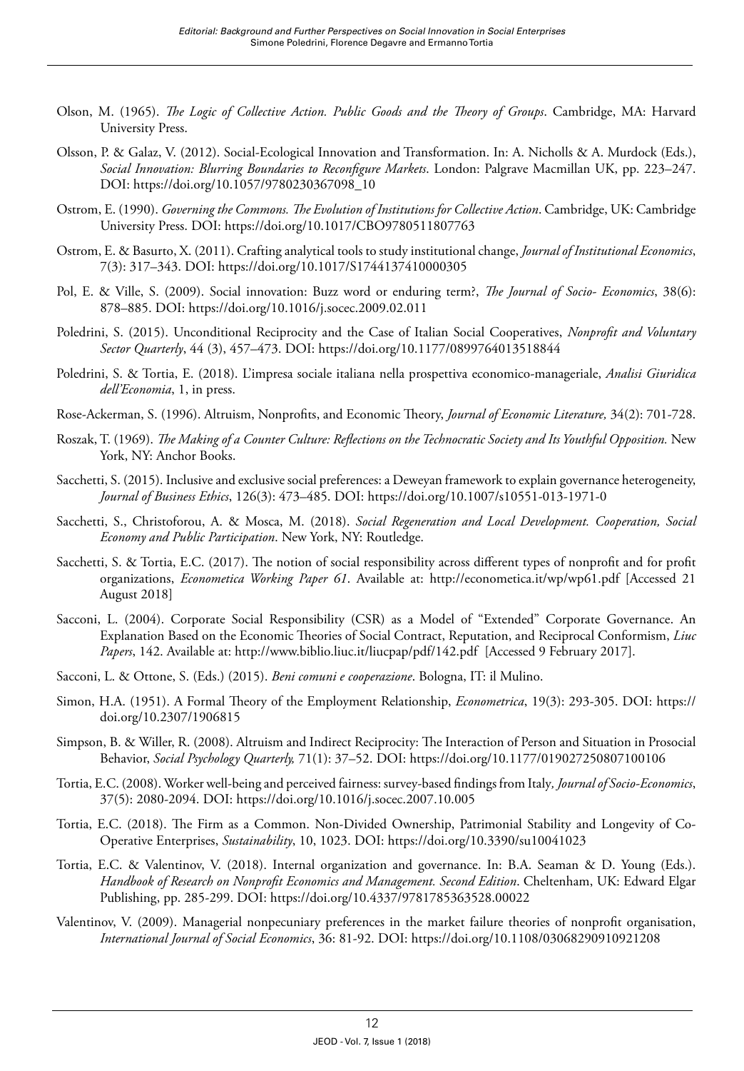Olson, M. (1965). *The Logic of Collective Action. Public Goods and the Theory of Groups*. Cambridge, MA: Harvard University Press.

Olsson, P. & Galaz, V. (2012). Social-Ecological Innovation and Transformation. In: A. Nicholls & A. Murdock (Eds.), *Social Innovation: Blurring Boundaries to Reconfigure Markets*. London: Palgrave Macmillan UK, pp. 223–247. DOI: https://doi.org/10.1057/9780230367098_10

Ostrom, E. (1990). *Governing the Commons. The Evolution of Institutions for Collective Action*. Cambridge, UK: Cambridge University Press. DOI: https://doi.org/10.1017/CBO9780511807763

Ostrom, E. & Basurto, X. (2011). Crafting analytical tools to study institutional change, *Journal of Institutional Economics*, 7(3): 317–343. DOI: https://doi.org/10.1017/S1744137410000305

Pol, E. & Ville, S. (2009). Social innovation: Buzz word or enduring term?, *The Journal of Socio- Economics*, 38(6): 878–885. DOI: https://doi.org/10.1016/j.socec.2009.02.011

Poledrini, S. (2015). Unconditional Reciprocity and the Case of Italian Social Cooperatives, *Nonprofit and Voluntary Sector Quarterly*, 44 (3), 457–473. DOI: https://doi.org/10.1177/0899764013518844

Poledrini, S. & Tortia, E. (2018). L'impresa sociale italiana nella prospettiva economico-manageriale, *Analisi Giuridica dell'Economia*, 1, in press.

Rose-Ackerman, S. (1996). Altruism, Nonprofits, and Economic Theory, *Journal of Economic Literature,* 34(2): 701-728.

Roszak, T. (1969). *The Making of a Counter Culture: Reflections on the Technocratic Society and Its Youthful Opposition.* New York, NY: Anchor Books.

Sacchetti, S. (2015). Inclusive and exclusive social preferences: a Deweyan framework to explain governance heterogeneity, *Journal of Business Ethics*, 126(3): 473–485. DOI: https://doi.org/10.1007/s10551-013-1971-0

Sacchetti, S., Christoforou, A. & Mosca, M. (2018). *Social Regeneration and Local Development. Cooperation, Social Economy and Public Participation*. New York, NY: Routledge.

Sacchetti, S. & Tortia, E.C. (2017). The notion of social responsibility across different types of nonprofit and for profit organizations, *Econometica Working Paper 61*. Available at: http://econometica.it/wp/wp61.pdf [Accessed 21 August 2018]

Sacconi, L. (2004). Corporate Social Responsibility (CSR) as a Model of "Extended" Corporate Governance. An Explanation Based on the Economic Theories of Social Contract, Reputation, and Reciprocal Conformism, *Liuc Papers*, 142. Available at: http://www.biblio.liuc.it/liucpap/pdf/142.pdf [Accessed 9 February 2017].

Sacconi, L. & Ottone, S. (Eds.) (2015). *Beni comuni e cooperazione*. Bologna, IT: il Mulino.

Simon, H.A. (1951). A Formal Theory of the Employment Relationship, *Econometrica*, 19(3): 293-305. DOI: https://doi.org/10.2307/1906815

Simpson, B. & Willer, R. (2008). Altruism and Indirect Reciprocity: The Interaction of Person and Situation in Prosocial Behavior, *Social Psychology Quarterly,* 71(1): 37–52. DOI: https://doi.org/10.1177/019027250807100106

Tortia, E.C. (2008). Worker well-being and perceived fairness: survey-based findings from Italy*, Journal of Socio-Economics*, 37(5): 2080-2094. DOI: https://doi.org/10.1016/j.socec.2007.10.005

Tortia, E.C. (2018). The Firm as a Common. Non-Divided Ownership, Patrimonial Stability and Longevity of Co-Operative Enterprises, *Sustainability*, 10, 1023. DOI: https://doi.org/10.3390/su10041023

Tortia, E.C. & Valentinov, V. (2018). Internal organization and governance. In: B.A. Seaman & D. Young (Eds.). *Handbook of Research on Nonprofit Economics and Management. Second Edition*. Cheltenham, UK: Edward Elgar Publishing, pp. 285-299. DOI: https://doi.org/10.4337/9781785363528.00022

Valentinov, V. (2009). Managerial nonpecuniary preferences in the market failure theories of nonprofit organisation, *International Journal of Social Economics*, 36: 81-92. DOI: https://doi.org/10.1108/03068290910921208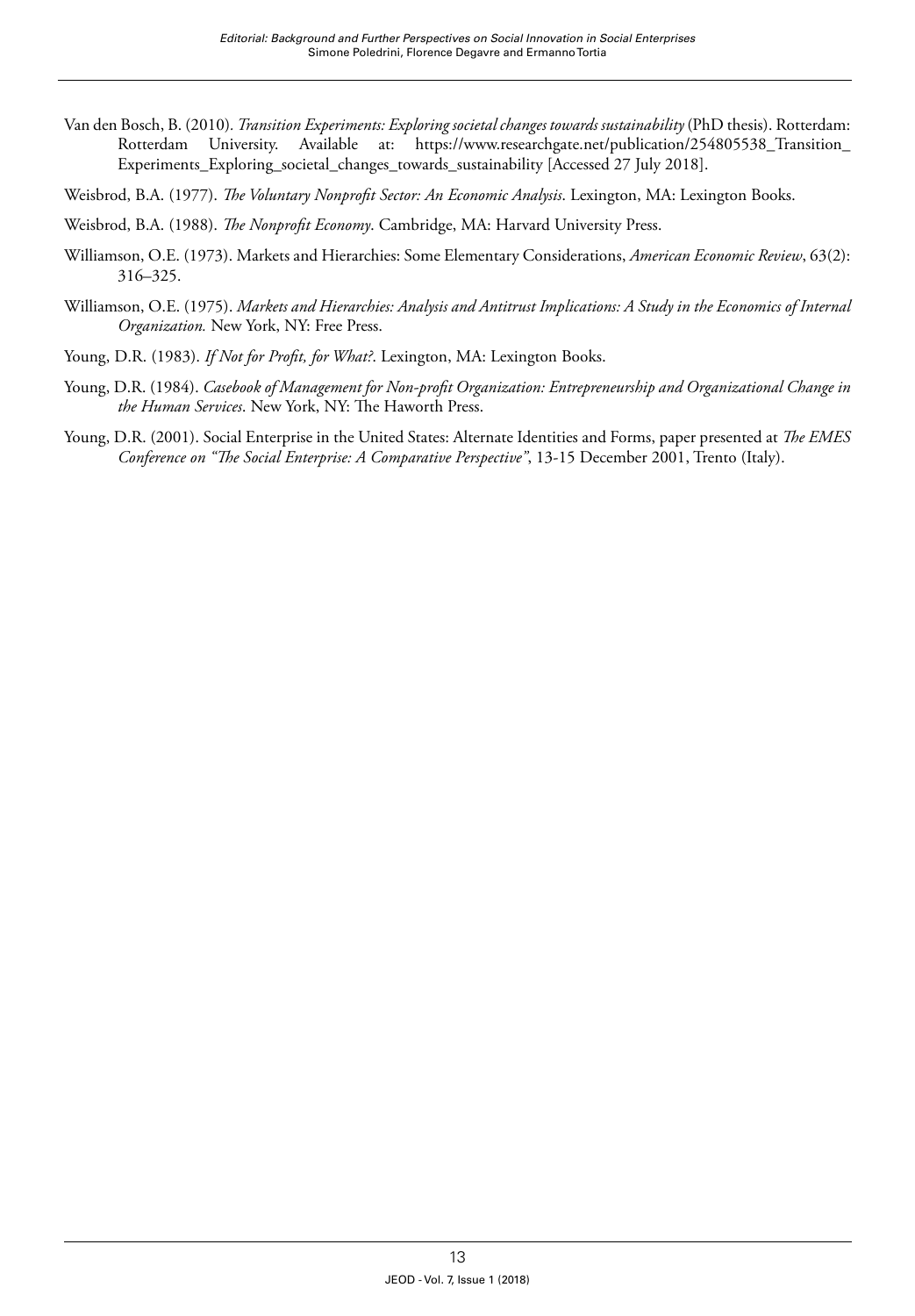Van den Bosch, B. (2010). *Transition Experiments: Exploring societal changes towards sustainability* (PhD thesis). Rotterdam: Rotterdam University. Available at: https://www.researchgate.net/publication/254805538_Transition_Experiments_Exploring_societal_changes_towards_sustainability [Accessed 27 July 2018].

Weisbrod, B.A. (1977). *The Voluntary Nonprofit Sector: An Economic Analysis*. Lexington, MA: Lexington Books.

Weisbrod, B.A. (1988). *The Nonprofit Economy*. Cambridge, MA: Harvard University Press.

Williamson, O.E. (1973). Markets and Hierarchies: Some Elementary Considerations, *American Economic Review*, 63(2): 316–325.

Williamson, O.E. (1975). *Markets and Hierarchies: Analysis and Antitrust Implications: A Study in the Economics of Internal Organization.* New York, NY: Free Press.

Young, D.R. (1983). *If Not for Profit, for What?*. Lexington, MA: Lexington Books.

Young, D.R. (1984). *Casebook of Management for Non-profit Organization: Entrepreneurship and Organizational Change in the Human Services*. New York, NY: The Haworth Press.

Young, D.R. (2001). Social Enterprise in the United States: Alternate Identities and Forms, paper presented at *The EMES Conference on "The Social Enterprise: A Comparative Perspective"*, 13-15 December 2001, Trento (Italy).